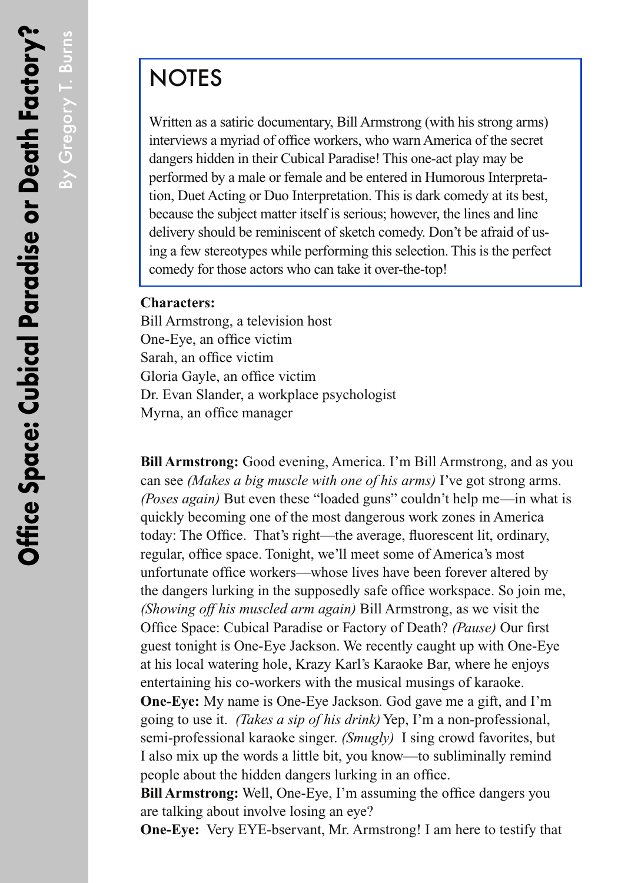# Office Space: Cubical Paradise or Death Factory?

By Gregory T. Burns

## NOTES

Written as a satiric documentary, Bill Armstrong (with his strong arms) interviews a myriad of office workers, who warn America of the secret dangers hidden in their Cubical Paradise! This one-act play may be performed by a male or female and be entered in Humorous Interpretation, Duet Acting or Duo Interpretation. This is dark comedy at its best, because the subject matter itself is serious; however, the lines and line delivery should be reminiscent of sketch comedy. Don't be afraid of using a few stereotypes while performing this selection. This is the perfect comedy for those actors who can take it over-the-top!

**Characters:**

Bill Armstrong, a television host
One-Eye, an office victim
Sarah, an office victim
Gloria Gayle, an office victim
Dr. Evan Slander, a workplace psychologist
Myrna, an office manager

**Bill Armstrong:** Good evening, America. I'm Bill Armstrong, and as you can see *(Makes a big muscle with one of his arms)* I've got strong arms. *(Poses again)* But even these "loaded guns" couldn't help me—in what is quickly becoming one of the most dangerous work zones in America today: The Office. That's right—the average, fluorescent lit, ordinary, regular, office space. Tonight, we'll meet some of America's most unfortunate office workers—whose lives have been forever altered by the dangers lurking in the supposedly safe office workspace. So join me, *(Showing off his muscled arm again)* Bill Armstrong, as we visit the Office Space: Cubical Paradise or Factory of Death? *(Pause)* Our first guest tonight is One-Eye Jackson. We recently caught up with One-Eye at his local watering hole, Krazy Karl's Karaoke Bar, where he enjoys entertaining his co-workers with the musical musings of karaoke.

**One-Eye:** My name is One-Eye Jackson. God gave me a gift, and I'm going to use it. *(Takes a sip of his drink)* Yep, I'm a non-professional, semi-professional karaoke singer. *(Smugly)* I sing crowd favorites, but I also mix up the words a little bit, you know—to subliminally remind people about the hidden dangers lurking in an office.

**Bill Armstrong:** Well, One-Eye, I'm assuming the office dangers you are talking about involve losing an eye?

**One-Eye:** Very EYE-bservant, Mr. Armstrong! I am here to testify that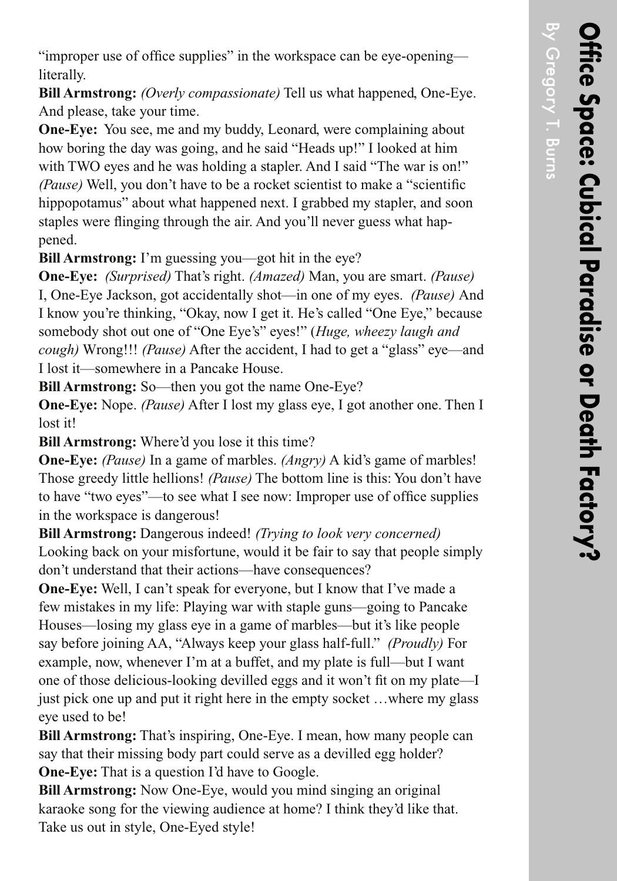"improper use of office supplies" in the workspace can be eye-opening—literally.

**Bill Armstrong:** *(Overly compassionate)* Tell us what happened, One-Eye. And please, take your time.

**One-Eye:** You see, me and my buddy, Leonard, were complaining about how boring the day was going, and he said "Heads up!" I looked at him with TWO eyes and he was holding a stapler. And I said "The war is on!" *(Pause)* Well, you don't have to be a rocket scientist to make a "scientific hippopotamus" about what happened next. I grabbed my stapler, and soon staples were flinging through the air. And you'll never guess what happened.

**Bill Armstrong:** I'm guessing you—got hit in the eye?

**One-Eye:** *(Surprised)* That's right. *(Amazed)* Man, you are smart. *(Pause)* I, One-Eye Jackson, got accidentally shot—in one of my eyes. *(Pause)* And I know you're thinking, "Okay, now I get it. He's called "One Eye," because somebody shot out one of "One Eye's" eyes!" (*Huge, wheezy laugh and cough)* Wrong!!! *(Pause)* After the accident, I had to get a "glass" eye—and I lost it—somewhere in a Pancake House.

**Bill Armstrong:** So—then you got the name One-Eye?

**One-Eye:** Nope. *(Pause)* After I lost my glass eye, I got another one. Then I lost it!

**Bill Armstrong:** Where'd you lose it this time?

**One-Eye:** *(Pause)* In a game of marbles. *(Angry)* A kid's game of marbles! Those greedy little hellions! *(Pause)* The bottom line is this: You don't have to have "two eyes"—to see what I see now: Improper use of office supplies in the workspace is dangerous!

**Bill Armstrong:** Dangerous indeed! *(Trying to look very concerned)* Looking back on your misfortune, would it be fair to say that people simply don't understand that their actions—have consequences?

**One-Eye:** Well, I can't speak for everyone, but I know that I've made a few mistakes in my life: Playing war with staple guns—going to Pancake Houses—losing my glass eye in a game of marbles—but it's like people say before joining AA, "Always keep your glass half-full." *(Proudly)* For example, now, whenever I'm at a buffet, and my plate is full—but I want one of those delicious-looking devilled eggs and it won't fit on my plate—I just pick one up and put it right here in the empty socket …where my glass eye used to be!

**Bill Armstrong:** That's inspiring, One-Eye. I mean, how many people can say that their missing body part could serve as a devilled egg holder?

**One-Eye:** That is a question I'd have to Google.

**Bill Armstrong:** Now One-Eye, would you mind singing an original karaoke song for the viewing audience at home? I think they'd like that. Take us out in style, One-Eyed style!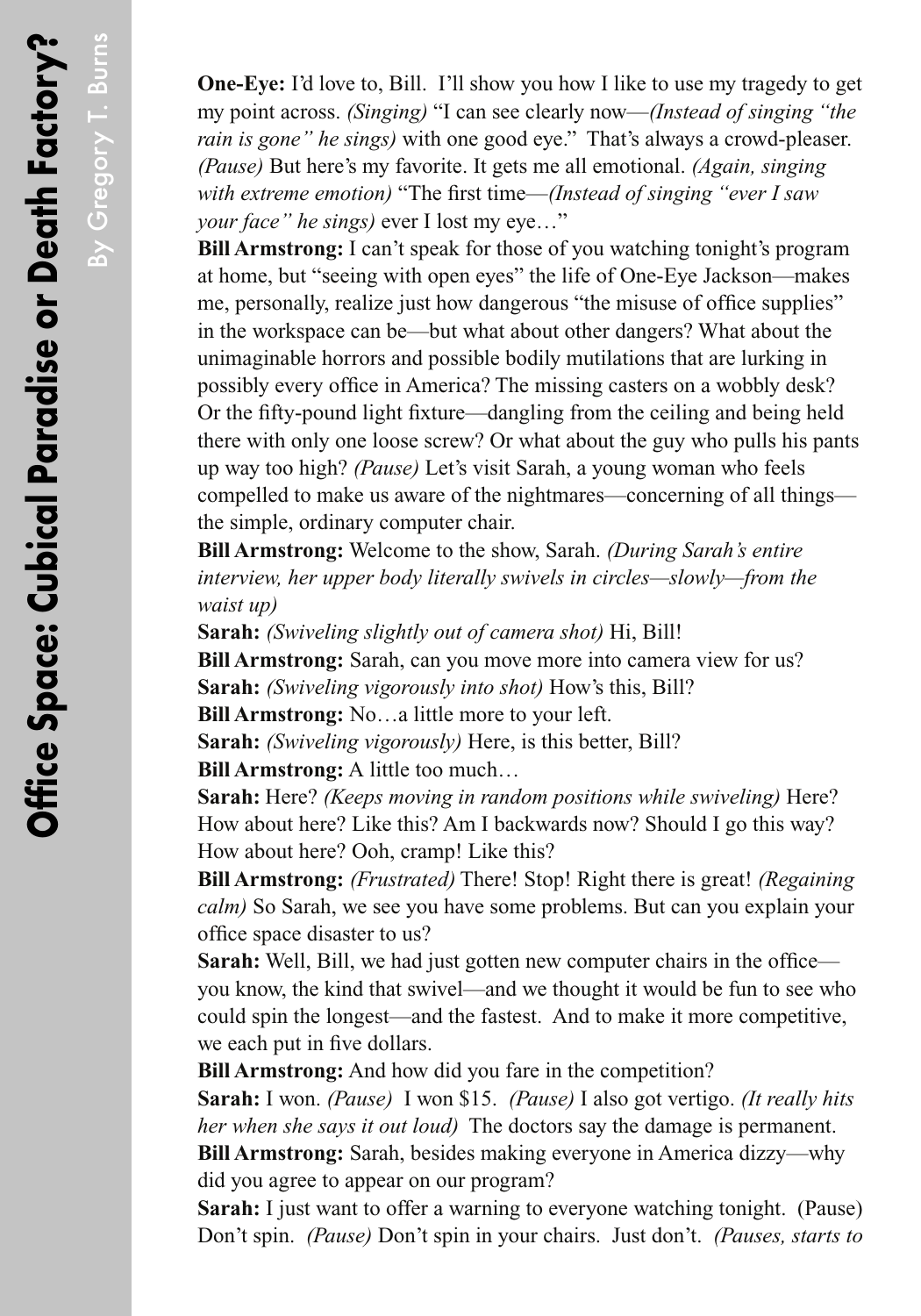**One-Eye:** I'd love to, Bill. I'll show you how I like to use my tragedy to get my point across. *(Singing)* "I can see clearly now—*(Instead of singing "the rain is gone" he sings)* with one good eye." That's always a crowd-pleaser. *(Pause)* But here's my favorite. It gets me all emotional. *(Again, singing with extreme emotion)* "The first time—*(Instead of singing "ever I saw your face" he sings)* ever I lost my eye…"

**Bill Armstrong:** I can't speak for those of you watching tonight's program at home, but "seeing with open eyes" the life of One-Eye Jackson—makes me, personally, realize just how dangerous "the misuse of office supplies" in the workspace can be—but what about other dangers? What about the unimaginable horrors and possible bodily mutilations that are lurking in possibly every office in America? The missing casters on a wobbly desk? Or the fifty-pound light fixture—dangling from the ceiling and being held there with only one loose screw? Or what about the guy who pulls his pants up way too high? *(Pause)* Let's visit Sarah, a young woman who feels compelled to make us aware of the nightmares—concerning of all things—the simple, ordinary computer chair.

**Bill Armstrong:** Welcome to the show, Sarah. *(During Sarah's entire interview, her upper body literally swivels in circles—slowly—from the waist up)*

**Sarah:** *(Swiveling slightly out of camera shot)* Hi, Bill!

**Bill Armstrong:** Sarah, can you move more into camera view for us?

**Sarah:** *(Swiveling vigorously into shot)* How's this, Bill?

**Bill Armstrong:** No…a little more to your left.

**Sarah:** *(Swiveling vigorously)* Here, is this better, Bill?

**Bill Armstrong:** A little too much…

**Sarah:** Here? *(Keeps moving in random positions while swiveling)* Here? How about here? Like this? Am I backwards now? Should I go this way? How about here? Ooh, cramp! Like this?

**Bill Armstrong:** *(Frustrated)* There! Stop! Right there is great! *(Regaining calm)* So Sarah, we see you have some problems. But can you explain your office space disaster to us?

**Sarah:** Well, Bill, we had just gotten new computer chairs in the office—you know, the kind that swivel—and we thought it would be fun to see who could spin the longest—and the fastest. And to make it more competitive, we each put in five dollars.

**Bill Armstrong:** And how did you fare in the competition?

**Sarah:** I won. *(Pause)* I won $15. *(Pause)* I also got vertigo. *(It really hits her when she says it out loud)* The doctors say the damage is permanent.

**Bill Armstrong:** Sarah, besides making everyone in America dizzy—why did you agree to appear on our program?

**Sarah:** I just want to offer a warning to everyone watching tonight. (Pause) Don't spin. *(Pause)* Don't spin in your chairs. Just don't. *(Pauses, starts to*